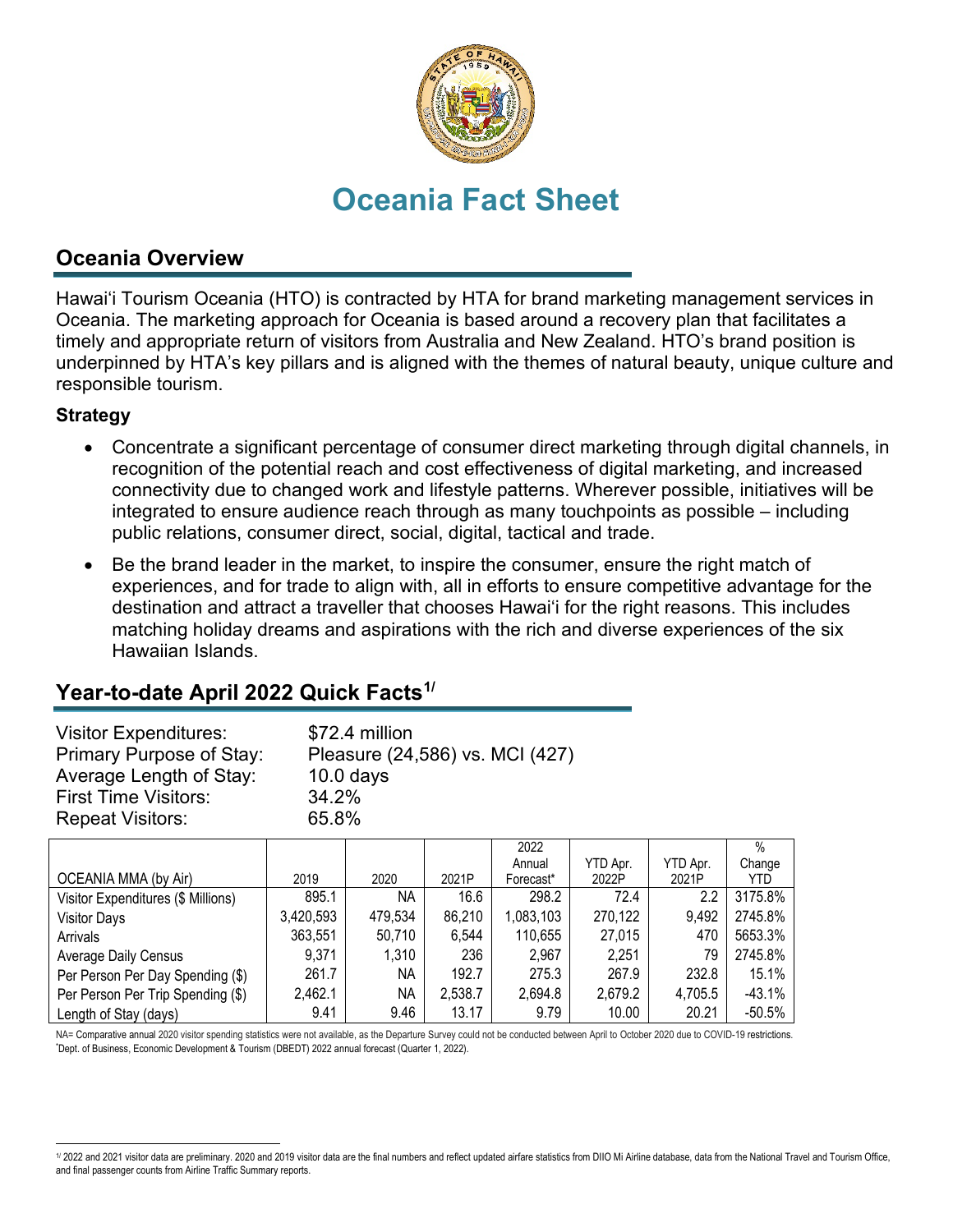# Oceania Fact Sheet

## Oceania Overview

Hawaiʻi Tourism Oceania (HTO) is contracted by HTA for brand marketing management services in Oceania. The marketing approach for Oceania is based around a recovery plan that facilitates a timely and appropriate return of visitors from Australia and New Zealand. HTO's brand position is underpinned by HTA's key pillars and is aligned with the themes of natural beauty, unique culture and responsible tourism.

### Strategy

- Concentrate a significant percentage of consumer direct marketing through digital channels, in recognition of the potential reach and cost effectiveness of digital marketing, and increased connectivity due to changed work and lifestyle patterns. Wherever possible, initiatives will be integrated to ensure audience reach through as many touchpoints as possible – including public relations, consumer direct, social, digital, tactical and trade.
- Be the brand leader in the market, to inspire the consumer, ensure the right match of experiences, and for trade to align with, all in efforts to ensure competitive advantage for the destination and attract a traveller that chooses Hawaiʻi for the right reasons. This includes matching holiday dreams and aspirations with the rich and diverse experiences of the six Hawaiian Islands.

## Year-to-date April 2022 Quick Facts[1/]

Visitor Expenditures: $72.4 million
Primary Purpose of Stay: Pleasure (24,586) vs. MCI (427)
Average Length of Stay: 10.0 days
First Time Visitors: 34.2%
Repeat Visitors: 65.8%

| OCEANIA MMA (by Air) | 2019 | 2020 | 2021P | 2022 Annual Forecast* | YTD Apr. 2022P | YTD Apr. 2021P | % Change YTD |
|---|---|---|---|---|---|---|---|
| Visitor Expenditures ($ Millions) | 895.1 | NA | 16.6 | 298.2 | 72.4 | 2.2 | 3175.8% |
| Visitor Days | 3,420,593 | 479,534 | 86,210 | 1,083,103 | 270,122 | 9,492 | 2745.8% |
| Arrivals | 363,551 | 50,710 | 6,544 | 110,655 | 27,015 | 470 | 5653.3% |
| Average Daily Census | 9,371 | 1,310 | 236 | 2,967 | 2,251 | 79 | 2745.8% |
| Per Person Per Day Spending ($) | 261.7 | NA | 192.7 | 275.3 | 267.9 | 232.8 | 15.1% |
| Per Person Per Trip Spending ($) | 2,462.1 | NA | 2,538.7 | 2,694.8 | 2,679.2 | 4,705.5 | -43.1% |
| Length of Stay (days) | 9.41 | 9.46 | 13.17 | 9.79 | 10.00 | 20.21 | -50.5% |

NA= Comparative annual 2020 visitor spending statistics were not available, as the Departure Survey could not be conducted between April to October 2020 due to COVID-19 restrictions.
*Dept. of Business, Economic Development & Tourism (DBEDT) 2022 annual forecast (Quarter 1, 2022).

[1/] 2022 and 2021 visitor data are preliminary. 2020 and 2019 visitor data are the final numbers and reflect updated airfare statistics from DIIO Mi Airline database, data from the National Travel and Tourism Office, and final passenger counts from Airline Traffic Summary reports.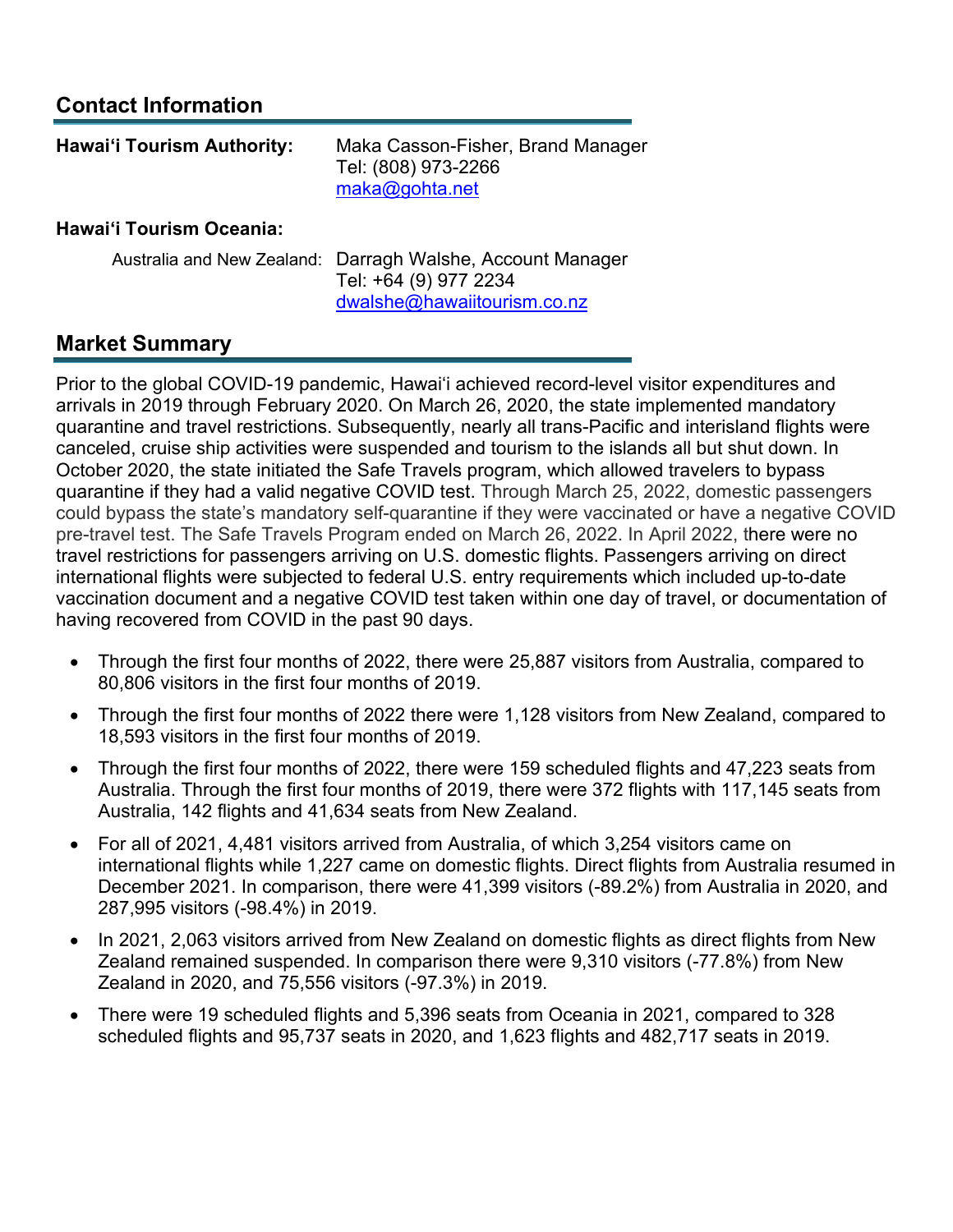## Contact Information

**Hawai'i Tourism Authority:** Maka Casson-Fisher, Brand Manager
Tel: (808) 973-2266
maka@gohta.net

**Hawai'i Tourism Oceania:**

Australia and New Zealand: Darragh Walshe, Account Manager
Tel: +64 (9) 977 2234
dwalshe@hawaiitourism.co.nz

## Market Summary

Prior to the global COVID-19 pandemic, Hawai'i achieved record-level visitor expenditures and arrivals in 2019 through February 2020. On March 26, 2020, the state implemented mandatory quarantine and travel restrictions. Subsequently, nearly all trans-Pacific and interisland flights were canceled, cruise ship activities were suspended and tourism to the islands all but shut down. In October 2020, the state initiated the Safe Travels program, which allowed travelers to bypass quarantine if they had a valid negative COVID test. Through March 25, 2022, domestic passengers could bypass the state's mandatory self-quarantine if they were vaccinated or have a negative COVID pre-travel test. The Safe Travels Program ended on March 26, 2022. In April 2022, there were no travel restrictions for passengers arriving on U.S. domestic flights. Passengers arriving on direct international flights were subjected to federal U.S. entry requirements which included up-to-date vaccination document and a negative COVID test taken within one day of travel, or documentation of having recovered from COVID in the past 90 days.

- Through the first four months of 2022, there were 25,887 visitors from Australia, compared to 80,806 visitors in the first four months of 2019.
- Through the first four months of 2022 there were 1,128 visitors from New Zealand, compared to 18,593 visitors in the first four months of 2019.
- Through the first four months of 2022, there were 159 scheduled flights and 47,223 seats from Australia. Through the first four months of 2019, there were 372 flights with 117,145 seats from Australia, 142 flights and 41,634 seats from New Zealand.
- For all of 2021, 4,481 visitors arrived from Australia, of which 3,254 visitors came on international flights while 1,227 came on domestic flights. Direct flights from Australia resumed in December 2021. In comparison, there were 41,399 visitors (-89.2%) from Australia in 2020, and 287,995 visitors (-98.4%) in 2019.
- In 2021, 2,063 visitors arrived from New Zealand on domestic flights as direct flights from New Zealand remained suspended. In comparison there were 9,310 visitors (-77.8%) from New Zealand in 2020, and 75,556 visitors (-97.3%) in 2019.
- There were 19 scheduled flights and 5,396 seats from Oceania in 2021, compared to 328 scheduled flights and 95,737 seats in 2020, and 1,623 flights and 482,717 seats in 2019.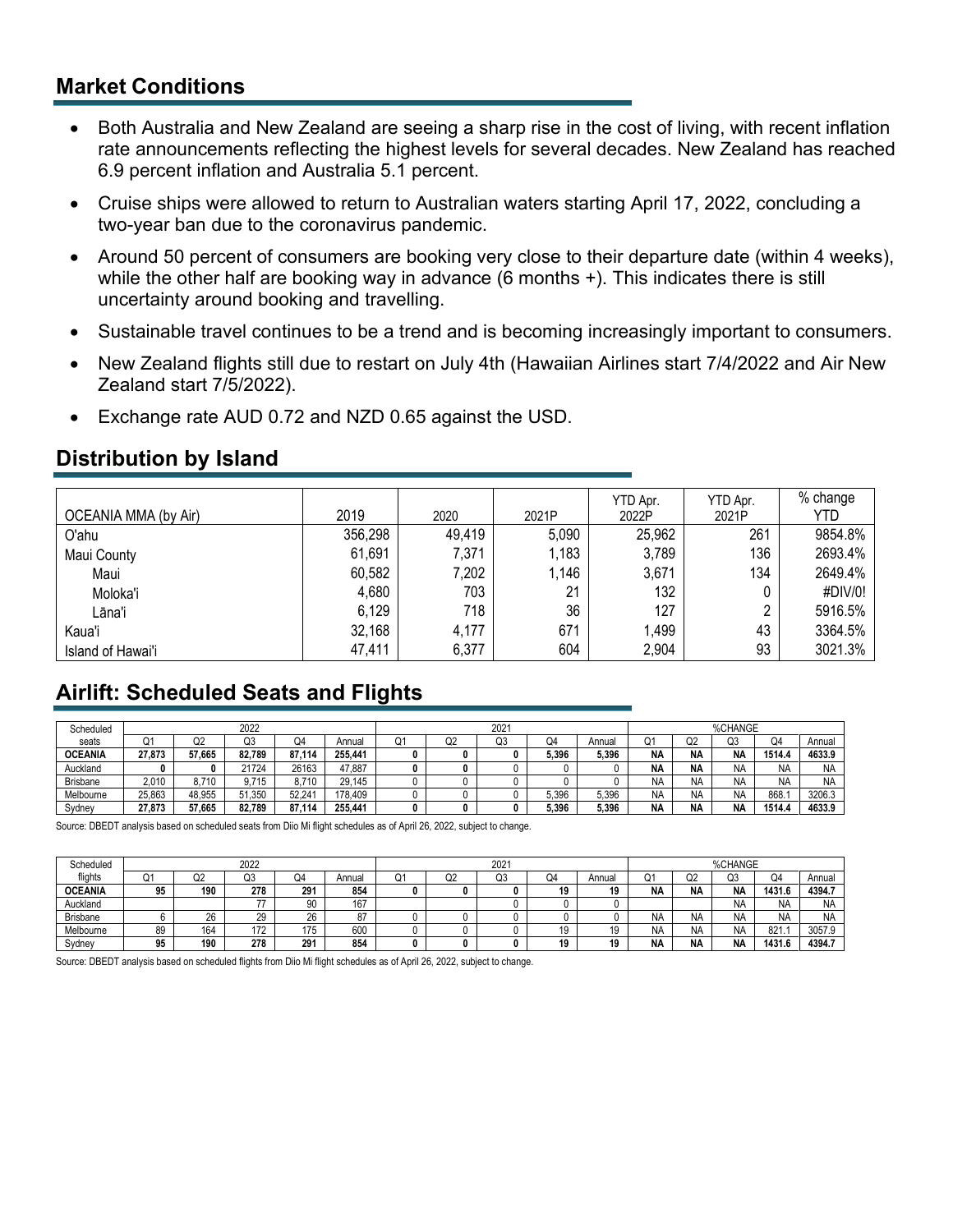## Market Conditions

- Both Australia and New Zealand are seeing a sharp rise in the cost of living, with recent inflation rate announcements reflecting the highest levels for several decades. New Zealand has reached 6.9 percent inflation and Australia 5.1 percent.
- Cruise ships were allowed to return to Australian waters starting April 17, 2022, concluding a two-year ban due to the coronavirus pandemic.
- Around 50 percent of consumers are booking very close to their departure date (within 4 weeks), while the other half are booking way in advance (6 months +). This indicates there is still uncertainty around booking and travelling.
- Sustainable travel continues to be a trend and is becoming increasingly important to consumers.
- New Zealand flights still due to restart on July 4th (Hawaiian Airlines start 7/4/2022 and Air New Zealand start 7/5/2022).
- Exchange rate AUD 0.72 and NZD 0.65 against the USD.

## Distribution by Island

| OCEANIA MMA (by Air) | 2019 | 2020 | 2021P | YTD Apr. 2022P | YTD Apr. 2021P | % change YTD |
|---|---|---|---|---|---|---|
| O'ahu | 356,298 | 49,419 | 5,090 | 25,962 | 261 | 9854.8% |
| Maui County | 61,691 | 7,371 | 1,183 | 3,789 | 136 | 2693.4% |
| Maui | 60,582 | 7,202 | 1,146 | 3,671 | 134 | 2649.4% |
| Moloka'i | 4,680 | 703 | 21 | 132 | 0 | #DIV/0! |
| Lāna'i | 6,129 | 718 | 36 | 127 | 2 | 5916.5% |
| Kaua'i | 32,168 | 4,177 | 671 | 1,499 | 43 | 3364.5% |
| Island of Hawai'i | 47,411 | 6,377 | 604 | 2,904 | 93 | 3021.3% |

## Airlift: Scheduled Seats and Flights

| Scheduled | 2022 | | | | | 2021 | | | | | %CHANGE | | | | |
|---|---|---|---|---|---|---|---|---|---|---|---|---|---|---|---|
| seats | Q1 | Q2 | Q3 | Q4 | Annual | Q1 | Q2 | Q3 | Q4 | Annual | Q1 | Q2 | Q3 | Q4 | Annual |
| **OCEANIA** | **27,873** | **57,665** | **82,789** | **87,114** | **255,441** | **0** | **0** | **0** | **5,396** | **5,396** | **NA** | **NA** | **NA** | **1514.4** | **4633.9** |
| Auckland | **0** | **0** | 21724 | 26163 | 47,887 | **0** | **0** | 0 | 0 | 0 | **NA** | **NA** | NA | NA | NA |
| Brisbane | 2,010 | 8,710 | 9,715 | 8,710 | 29,145 | 0 | 0 | 0 | 0 | 0 | NA | NA | NA | NA | NA |
| Melbourne | 25,863 | 48,955 | 51,350 | 52,241 | 178,409 | 0 | 0 | 0 | 5,396 | 5,396 | NA | NA | NA | 868.1 | 3206.3 |
| Sydney | 27,873 | 57,665 | 82,789 | 87,114 | 255,441 | 0 | 0 | 0 | 5,396 | 5,396 | NA | NA | NA | 1514.4 | 4633.9 |

Source: DBEDT analysis based on scheduled seats from Diio Mi flight schedules as of April 26, 2022, subject to change.

| Scheduled | 2022 | | | | | 2021 | | | | | %CHANGE | | | | |
|---|---|---|---|---|---|---|---|---|---|---|---|---|---|---|---|
| flights | Q1 | Q2 | Q3 | Q4 | Annual | Q1 | Q2 | Q3 | Q4 | Annual | Q1 | Q2 | Q3 | Q4 | Annual |
| **OCEANIA** | **95** | **190** | **278** | **291** | **854** | **0** | **0** | **0** | **19** | **19** | **NA** | **NA** | **NA** | **1431.6** | **4394.7** |
| Auckland | | | 77 | 90 | 167 | | | 0 | 0 | 0 | | | NA | NA | NA |
| Brisbane | 6 | 26 | 29 | 26 | 87 | 0 | 0 | 0 | 0 | 0 | NA | NA | NA | NA | NA |
| Melbourne | 89 | 164 | 172 | 175 | 600 | 0 | 0 | 0 | 19 | 19 | NA | NA | NA | 821.1 | 3057.9 |
| Sydney | 95 | 190 | 278 | 291 | 854 | 0 | 0 | 0 | 19 | 19 | NA | NA | NA | 1431.6 | 4394.7 |

Source: DBEDT analysis based on scheduled flights from Diio Mi flight schedules as of April 26, 2022, subject to change.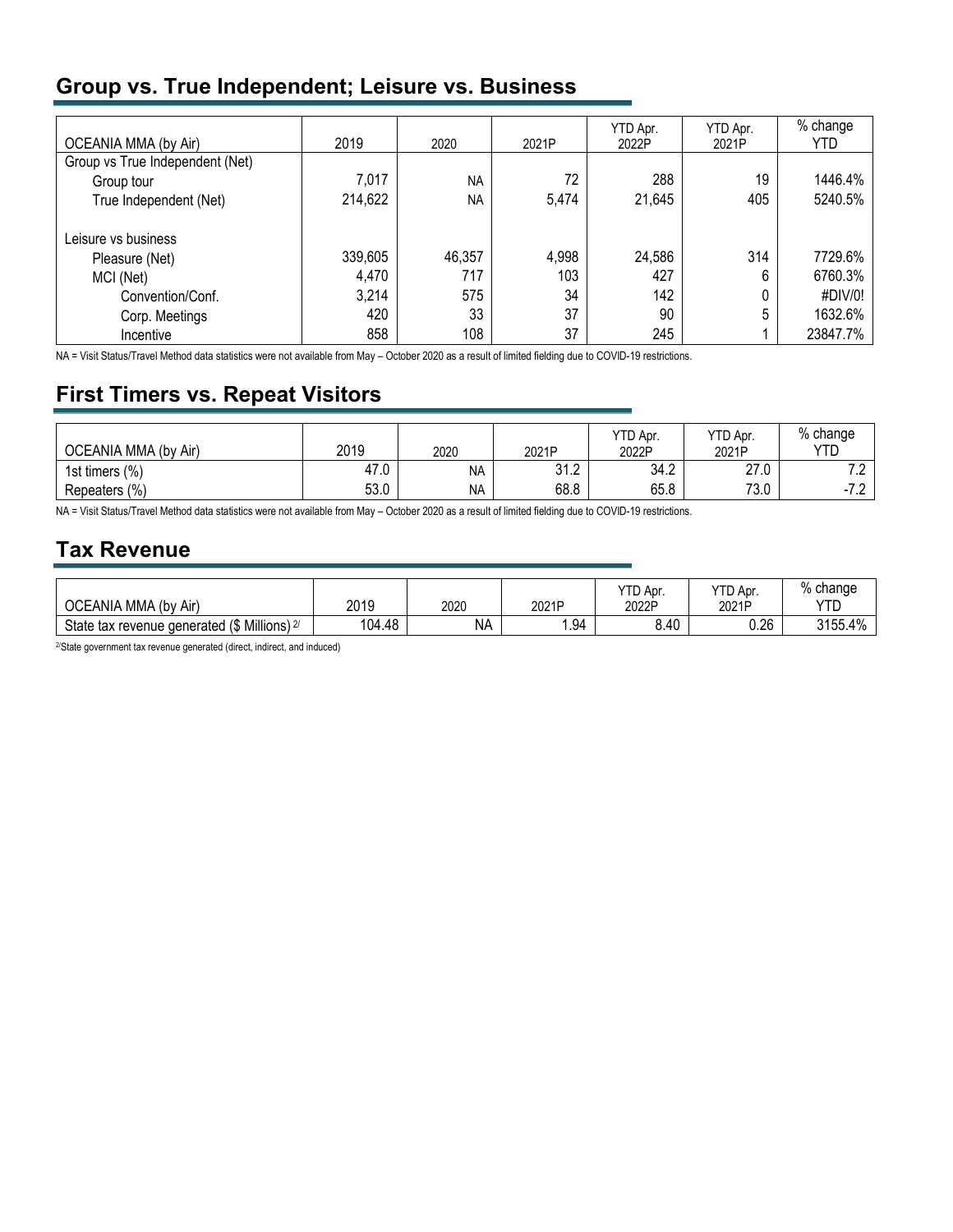## Group vs. True Independent; Leisure vs. Business

| OCEANIA MMA (by Air) | 2019 | 2020 | 2021P | YTD Apr. 2022P | YTD Apr. 2021P | % change YTD |
|---|---|---|---|---|---|---|
| Group vs True Independent (Net) | | | | | | |
| Group tour | 7,017 | NA | 72 | 288 | 19 | 1446.4% |
| True Independent (Net) | 214,622 | NA | 5,474 | 21,645 | 405 | 5240.5% |
| | | | | | | |
| Leisure vs business | | | | | | |
| Pleasure (Net) | 339,605 | 46,357 | 4,998 | 24,586 | 314 | 7729.6% |
| MCI (Net) | 4,470 | 717 | 103 | 427 | 6 | 6760.3% |
| Convention/Conf. | 3,214 | 575 | 34 | 142 | 0 | #DIV/0! |
| Corp. Meetings | 420 | 33 | 37 | 90 | 5 | 1632.6% |
| Incentive | 858 | 108 | 37 | 245 | 1 | 23847.7% |

NA = Visit Status/Travel Method data statistics were not available from May – October 2020 as a result of limited fielding due to COVID-19 restrictions.

## First Timers vs. Repeat Visitors

| OCEANIA MMA (by Air) | 2019 | 2020 | 2021P | YTD Apr. 2022P | YTD Apr. 2021P | % change YTD |
|---|---|---|---|---|---|---|
| 1st timers (%) | 47.0 | NA | 31.2 | 34.2 | 27.0 | 7.2 |
| Repeaters (%) | 53.0 | NA | 68.8 | 65.8 | 73.0 | -7.2 |

NA = Visit Status/Travel Method data statistics were not available from May – October 2020 as a result of limited fielding due to COVID-19 restrictions.

## Tax Revenue

| OCEANIA MMA (by Air) | 2019 | 2020 | 2021P | YTD Apr. 2022P | YTD Apr. 2021P | % change YTD |
|---|---|---|---|---|---|---|
| State tax revenue generated ($ Millions) [2/] | 104.48 | NA | 1.94 | 8.40 | 0.26 | 3155.4% |

[2/]State government tax revenue generated (direct, indirect, and induced)